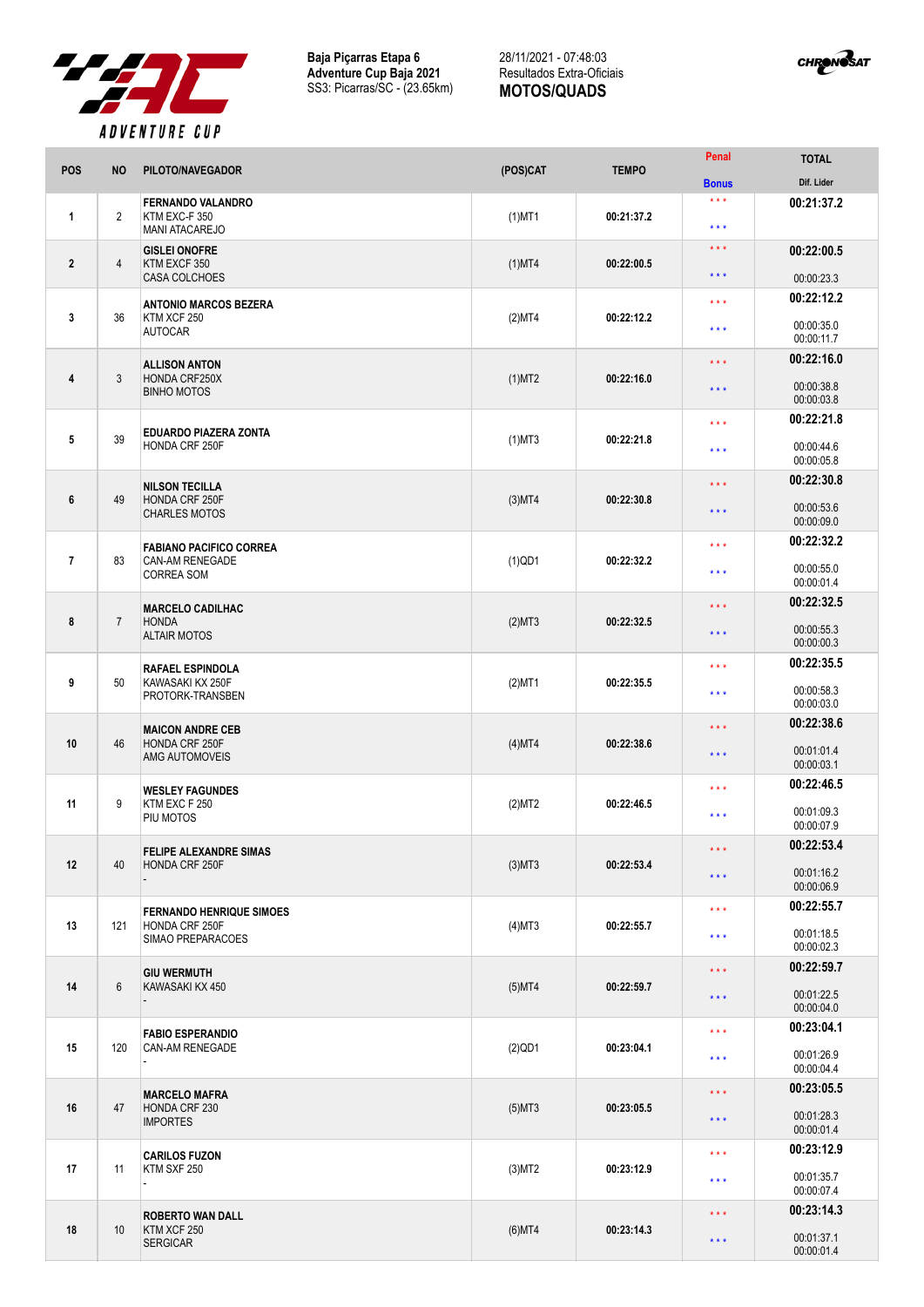**Baja Piçarras Etapa 6**
**Adventure Cup Baja 2021**
SS3: Picarras/SC - (23.65km)

28/11/2021 - 07:48:03
Resultados Extra-Oficiais
**MOTOS/QUADS**

| POS | NO | PILOTO/NAVEGADOR | (POS)CAT | TEMPO | Penal / Bonus | TOTAL / Dif. Lider |
|---|---|---|---|---|---|---|
| 1 | 2 | **FERNANDO VALANDRO** KTM EXC-F 350 MANI ATACAREJO | (1)MT1 | **00:21:37.2** | * * * / * * * | **00:21:37.2** |
| 2 | 4 | **GISLEI ONOFRE** KTM EXCF 350 CASA COLCHOES | (1)MT4 | **00:22:00.5** | * * * / * * * | **00:22:00.5** 00:00:23.3 |
| 3 | 36 | **ANTONIO MARCOS BEZERA** KTM XCF 250 AUTOCAR | (2)MT4 | **00:22:12.2** | * * * / * * * | **00:22:12.2** 00:00:35.0 00:00:11.7 |
| 4 | 3 | **ALLISON ANTON** HONDA CRF250X BINHO MOTOS | (1)MT2 | **00:22:16.0** | * * * / * * * | **00:22:16.0** 00:00:38.8 00:00:03.8 |
| 5 | 39 | **EDUARDO PIAZERA ZONTA** HONDA CRF 250F | (1)MT3 | **00:22:21.8** | * * * / * * * | **00:22:21.8** 00:00:44.6 00:00:05.8 |
| 6 | 49 | **NILSON TECILLA** HONDA CRF 250F CHARLES MOTOS | (3)MT4 | **00:22:30.8** | * * * / * * * | **00:22:30.8** 00:00:53.6 00:00:09.0 |
| 7 | 83 | **FABIANO PACIFICO CORREA** CAN-AM RENEGADE CORREA SOM | (1)QD1 | **00:22:32.2** | * * * / * * * | **00:22:32.2** 00:00:55.0 00:00:01.4 |
| 8 | 7 | **MARCELO CADILHAC** HONDA ALTAIR MOTOS | (2)MT3 | **00:22:32.5** | * * * / * * * | **00:22:32.5** 00:00:55.3 00:00:00.3 |
| 9 | 50 | **RAFAEL ESPINDOLA** KAWASAKI KX 250F PROTORK-TRANSBEN | (2)MT1 | **00:22:35.5** | * * * / * * * | **00:22:35.5** 00:00:58.3 00:00:03.0 |
| 10 | 46 | **MAICON ANDRE CEB** HONDA CRF 250F AMG AUTOMOVEIS | (4)MT4 | **00:22:38.6** | * * * / * * * | **00:22:38.6** 00:01:01.4 00:00:03.1 |
| 11 | 9 | **WESLEY FAGUNDES** KTM EXC F 250 PIU MOTOS | (2)MT2 | **00:22:46.5** | * * * / * * * | **00:22:46.5** 00:01:09.3 00:00:07.9 |
| 12 | 40 | **FELIPE ALEXANDRE SIMAS** HONDA CRF 250F - | (3)MT3 | **00:22:53.4** | * * * / * * * | **00:22:53.4** 00:01:16.2 00:00:06.9 |
| 13 | 121 | **FERNANDO HENRIQUE SIMOES** HONDA CRF 250F SIMAO PREPARACOES | (4)MT3 | **00:22:55.7** | * * * / * * * | **00:22:55.7** 00:01:18.5 00:00:02.3 |
| 14 | 6 | **GIU WERMUTH** KAWASAKI KX 450 - | (5)MT4 | **00:22:59.7** | * * * / * * * | **00:22:59.7** 00:01:22.5 00:00:04.0 |
| 15 | 120 | **FABIO ESPERANDIO** CAN-AM RENEGADE - | (2)QD1 | **00:23:04.1** | * * * / * * * | **00:23:04.1** 00:01:26.9 00:00:04.4 |
| 16 | 47 | **MARCELO MAFRA** HONDA CRF 230 IMPORTES | (5)MT3 | **00:23:05.5** | * * * / * * * | **00:23:05.5** 00:01:28.3 00:00:01.4 |
| 17 | 11 | **CARILOS FUZON** KTM SXF 250 - | (3)MT2 | **00:23:12.9** | * * * / * * * | **00:23:12.9** 00:01:35.7 00:00:07.4 |
| 18 | 10 | **ROBERTO WAN DALL** KTM XCF 250 SERGICAR | (6)MT4 | **00:23:14.3** | * * * / * * * | **00:23:14.3** 00:01:37.1 00:00:01.4 |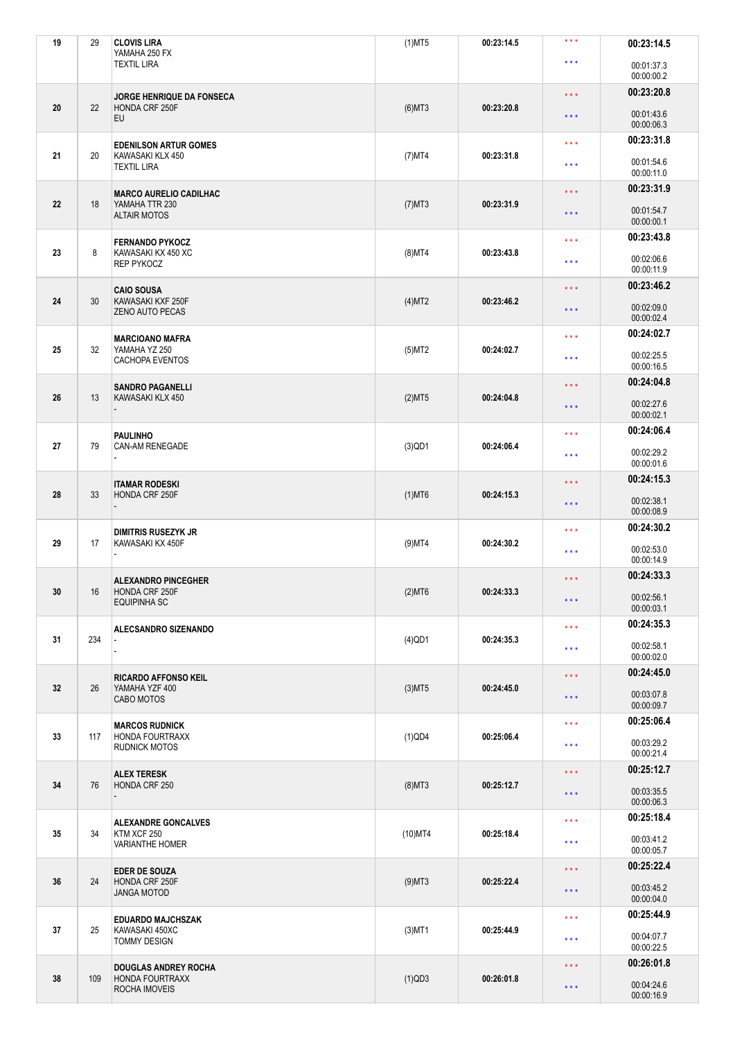| Pos | Nº | Piloto / Moto / Equipe | Categoria | Tempo | | Total / Diferenças |
|---|---|---|---|---|---|---|
| 19 | 29 | **CLOVIS LIRA**<br>YAMAHA 250 FX<br>TEXTIL LIRA | (1)MT5 | 00:23:14.5 | \*\*\*<br>\*\*\* | **00:23:14.5**<br>00:01:37.3<br>00:00:00.2 |
| 20 | 22 | **JORGE HENRIQUE DA FONSECA**<br>HONDA CRF 250F<br>EU | (6)MT3 | 00:23:20.8 | \*\*\*<br>\*\*\* | **00:23:20.8**<br>00:01:43.6<br>00:00:06.3 |
| 21 | 20 | **EDENILSON ARTUR GOMES**<br>KAWASAKI KLX 450<br>TEXTIL LIRA | (7)MT4 | 00:23:31.8 | \*\*\*<br>\*\*\* | **00:23:31.8**<br>00:01:54.6<br>00:00:11.0 |
| 22 | 18 | **MARCO AURELIO CADILHAC**<br>YAMAHA TTR 230<br>ALTAIR MOTOS | (7)MT3 | 00:23:31.9 | \*\*\*<br>\*\*\* | **00:23:31.9**<br>00:01:54.7<br>00:00:00.1 |
| 23 | 8 | **FERNANDO PYKOCZ**<br>KAWASAKI KX 450 XC<br>REP PYKOCZ | (8)MT4 | 00:23:43.8 | \*\*\*<br>\*\*\* | **00:23:43.8**<br>00:02:06.6<br>00:00:11.9 |
| 24 | 30 | **CAIO SOUSA**<br>KAWASAKI KXF 250F<br>ZENO AUTO PECAS | (4)MT2 | 00:23:46.2 | \*\*\*<br>\*\*\* | **00:23:46.2**<br>00:02:09.0<br>00:00:02.4 |
| 25 | 32 | **MARCIOANO MAFRA**<br>YAMAHA YZ 250<br>CACHOPA EVENTOS | (5)MT2 | 00:24:02.7 | \*\*\*<br>\*\*\* | **00:24:02.7**<br>00:02:25.5<br>00:00:16.5 |
| 26 | 13 | **SANDRO PAGANELLI**<br>KAWASAKI KLX 450<br>- | (2)MT5 | 00:24:04.8 | \*\*\*<br>\*\*\* | **00:24:04.8**<br>00:02:27.6<br>00:00:02.1 |
| 27 | 79 | **PAULINHO**<br>CAN-AM RENEGADE<br>- | (3)QD1 | 00:24:06.4 | \*\*\*<br>\*\*\* | **00:24:06.4**<br>00:02:29.2<br>00:00:01.6 |
| 28 | 33 | **ITAMAR RODESKI**<br>HONDA CRF 250F<br>- | (1)MT6 | 00:24:15.3 | \*\*\*<br>\*\*\* | **00:24:15.3**<br>00:02:38.1<br>00:00:08.9 |
| 29 | 17 | **DIMITRIS RUSEZYK JR**<br>KAWASAKI KX 450F<br>- | (9)MT4 | 00:24:30.2 | \*\*\*<br>\*\*\* | **00:24:30.2**<br>00:02:53.0<br>00:00:14.9 |
| 30 | 16 | **ALEXANDRO PINCEGHER**<br>HONDA CRF 250F<br>EQUIPINHA SC | (2)MT6 | 00:24:33.3 | \*\*\*<br>\*\*\* | **00:24:33.3**<br>00:02:56.1<br>00:00:03.1 |
| 31 | 234 | **ALECSANDRO SIZENANDO**<br>-<br>- | (4)QD1 | 00:24:35.3 | \*\*\*<br>\*\*\* | **00:24:35.3**<br>00:02:58.1<br>00:00:02.0 |
| 32 | 26 | **RICARDO AFFONSO KEIL**<br>YAMAHA YZF 400<br>CABO MOTOS | (3)MT5 | 00:24:45.0 | \*\*\*<br>\*\*\* | **00:24:45.0**<br>00:03:07.8<br>00:00:09.7 |
| 33 | 117 | **MARCOS RUDNICK**<br>HONDA FOURTRAXX<br>RUDNICK MOTOS | (1)QD4 | 00:25:06.4 | \*\*\*<br>\*\*\* | **00:25:06.4**<br>00:03:29.2<br>00:00:21.4 |
| 34 | 76 | **ALEX TERESK**<br>HONDA CRF 250<br>- | (8)MT3 | 00:25:12.7 | \*\*\*<br>\*\*\* | **00:25:12.7**<br>00:03:35.5<br>00:00:06.3 |
| 35 | 34 | **ALEXANDRE GONCALVES**<br>KTM XCF 250<br>VARIANTHE HOMER | (10)MT4 | 00:25:18.4 | \*\*\*<br>\*\*\* | **00:25:18.4**<br>00:03:41.2<br>00:00:05.7 |
| 36 | 24 | **EDER DE SOUZA**<br>HONDA CRF 250F<br>JANGA MOTOD | (9)MT3 | 00:25:22.4 | \*\*\*<br>\*\*\* | **00:25:22.4**<br>00:03:45.2<br>00:00:04.0 |
| 37 | 25 | **EDUARDO MAJCHSZAK**<br>KAWASAKI 450XC<br>TOMMY DESIGN | (3)MT1 | 00:25:44.9 | \*\*\*<br>\*\*\* | **00:25:44.9**<br>00:04:07.7<br>00:00:22.5 |
| 38 | 109 | **DOUGLAS ANDREY ROCHA**<br>HONDA FOURTRAXX<br>ROCHA IMOVEIS | (1)QD3 | 00:26:01.8 | \*\*\*<br>\*\*\* | **00:26:01.8**<br>00:04:24.6<br>00:00:16.9 |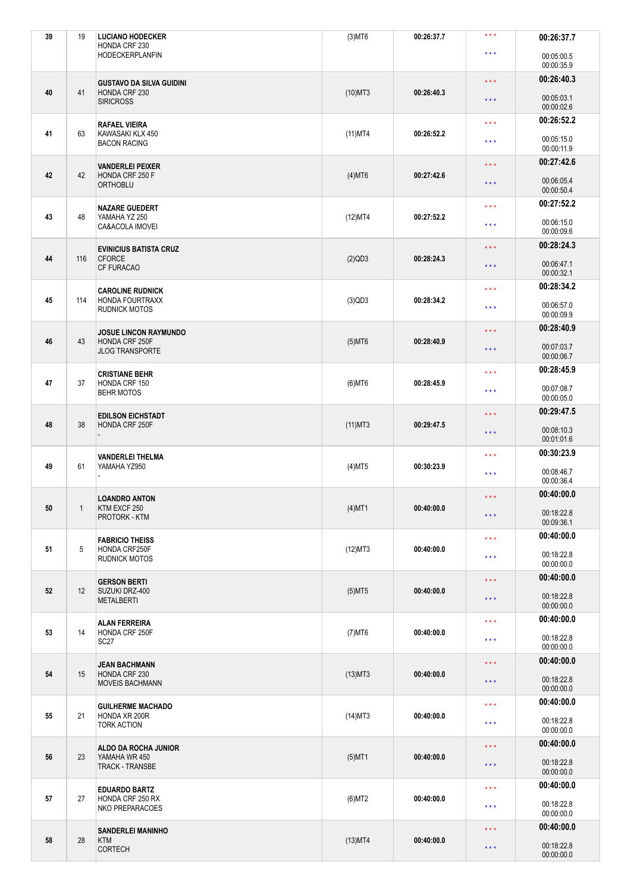| | | | | | | |
|---|---|---|---|---|---|---|
| 39 | 19 | **LUCIANO HODECKER**<br>HONDA CRF 230<br>HODECKERPLANFIN | (3)MT6 | 00:26:37.7 | \* \* \*<br>\* \* \* | **00:26:37.7**<br>00:05:00.5<br>00:00:35.9 |
| 40 | 41 | **GUSTAVO DA SILVA GUIDINI**<br>HONDA CRF 230<br>SIRICROSS | (10)MT3 | 00:26:40.3 | \* \* \*<br>\* \* \* | **00:26:40.3**<br>00:05:03.1<br>00:00:02.6 |
| 41 | 63 | **RAFAEL VIEIRA**<br>KAWASAKI KLX 450<br>BACON RACING | (11)MT4 | 00:26:52.2 | \* \* \*<br>\* \* \* | **00:26:52.2**<br>00:05:15.0<br>00:00:11.9 |
| 42 | 42 | **VANDERLEI PEIXER**<br>HONDA CRF 250 F<br>ORTHOBLU | (4)MT6 | 00:27:42.6 | \* \* \*<br>\* \* \* | **00:27:42.6**<br>00:06:05.4<br>00:00:50.4 |
| 43 | 48 | **NAZARE GUEDERT**<br>YAMAHA YZ 250<br>CA&ACOLA IMOVEI | (12)MT4 | 00:27:52.2 | \* \* \*<br>\* \* \* | **00:27:52.2**<br>00:06:15.0<br>00:00:09.6 |
| 44 | 116 | **EVINICIUS BATISTA CRUZ**<br>CFORCE<br>CF FURACAO | (2)QD3 | 00:28:24.3 | \* \* \*<br>\* \* \* | **00:28:24.3**<br>00:06:47.1<br>00:00:32.1 |
| 45 | 114 | **CAROLINE RUDNICK**<br>HONDA FOURTRAXX<br>RUDNICK MOTOS | (3)QD3 | 00:28:34.2 | \* \* \*<br>\* \* \* | **00:28:34.2**<br>00:06:57.0<br>00:00:09.9 |
| 46 | 43 | **JOSUE LINCON RAYMUNDO**<br>HONDA CRF 250F<br>JLOG TRANSPORTE | (5)MT6 | 00:28:40.9 | \* \* \*<br>\* \* \* | **00:28:40.9**<br>00:07:03.7<br>00:00:06.7 |
| 47 | 37 | **CRISTIANE BEHR**<br>HONDA CRF 150<br>BEHR MOTOS | (6)MT6 | 00:28:45.9 | \* \* \*<br>\* \* \* | **00:28:45.9**<br>00:07:08.7<br>00:00:05.0 |
| 48 | 38 | **EDILSON EICHSTADT**<br>HONDA CRF 250F<br>- | (11)MT3 | 00:29:47.5 | \* \* \*<br>\* \* \* | **00:29:47.5**<br>00:08:10.3<br>00:01:01.6 |
| 49 | 61 | **VANDERLEI THELMA**<br>YAMAHA YZ950<br>- | (4)MT5 | 00:30:23.9 | \* \* \*<br>\* \* \* | **00:30:23.9**<br>00:08:46.7<br>00:00:36.4 |
| 50 | 1 | **LOANDRO ANTON**<br>KTM EXCF 250<br>PROTORK - KTM | (4)MT1 | 00:40:00.0 | \* \* \*<br>\* \* \* | **00:40:00.0**<br>00:18:22.8<br>00:09:36.1 |
| 51 | 5 | **FABRICIO THEISS**<br>HONDA CRF250F<br>RUDNICK MOTOS | (12)MT3 | 00:40:00.0 | \* \* \*<br>\* \* \* | **00:40:00.0**<br>00:18:22.8<br>00:00:00.0 |
| 52 | 12 | **GERSON BERTI**<br>SUZUKI DRZ-400<br>METALBERTI | (5)MT5 | 00:40:00.0 | \* \* \*<br>\* \* \* | **00:40:00.0**<br>00:18:22.8<br>00:00:00.0 |
| 53 | 14 | **ALAN FERREIRA**<br>HONDA CRF 250F<br>SC27 | (7)MT6 | 00:40:00.0 | \* \* \*<br>\* \* \* | **00:40:00.0**<br>00:18:22.8<br>00:00:00.0 |
| 54 | 15 | **JEAN BACHMANN**<br>HONDA CRF 230<br>MOVEIS BACHMANN | (13)MT3 | 00:40:00.0 | \* \* \*<br>\* \* \* | **00:40:00.0**<br>00:18:22.8<br>00:00:00.0 |
| 55 | 21 | **GUILHERME MACHADO**<br>HONDA XR 200R<br>TORK ACTION | (14)MT3 | 00:40:00.0 | \* \* \*<br>\* \* \* | **00:40:00.0**<br>00:18:22.8<br>00:00:00.0 |
| 56 | 23 | **ALDO DA ROCHA JUNIOR**<br>YAMAHA WR 450<br>TRACK - TRANSBE | (5)MT1 | 00:40:00.0 | \* \* \*<br>\* \* \* | **00:40:00.0**<br>00:18:22.8<br>00:00:00.0 |
| 57 | 27 | **EDUARDO BARTZ**<br>HONDA CRF 250 RX<br>NKO PREPARACOES | (6)MT2 | 00:40:00.0 | \* \* \*<br>\* \* \* | **00:40:00.0**<br>00:18:22.8<br>00:00:00.0 |
| 58 | 28 | **SANDERLEI MANINHO**<br>KTM<br>CORTECH | (13)MT4 | 00:40:00.0 | \* \* \*<br>\* \* \* | **00:40:00.0**<br>00:18:22.8<br>00:00:00.0 |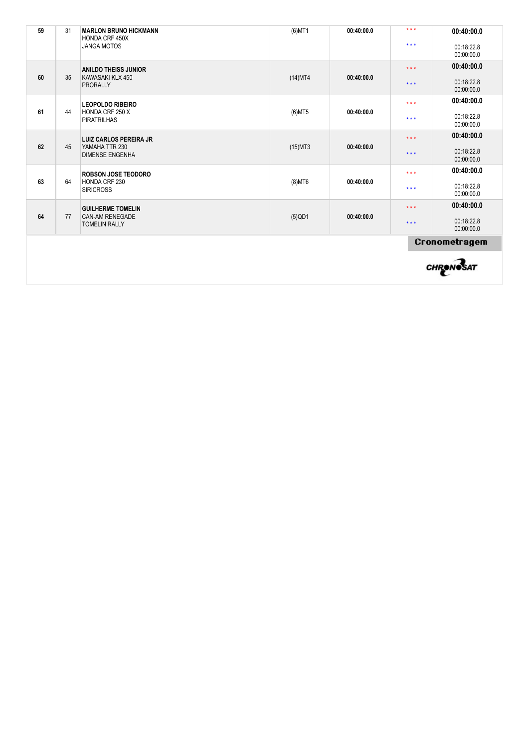| | | | | | | |
|---|---|---|---|---|---|---|
| 59 | 31 | **MARLON BRUNO HICKMANN**<br>HONDA CRF 450X<br>JANGA MOTOS | (6)MT1 | **00:40:00.0** | * * *<br>* * * | **00:40:00.0**<br>00:18:22.8<br>00:00:00.0 |
| 60 | 35 | **ANILDO THEISS JUNIOR**<br>KAWASAKI KLX 450<br>PRORALLY | (14)MT4 | **00:40:00.0** | * * *<br>* * * | **00:40:00.0**<br>00:18:22.8<br>00:00:00.0 |
| 61 | 44 | **LEOPOLDO RIBEIRO**<br>HONDA CRF 250 X<br>PIRATRILHAS | (6)MT5 | **00:40:00.0** | * * *<br>* * * | **00:40:00.0**<br>00:18:22.8<br>00:00:00.0 |
| 62 | 45 | **LUIZ CARLOS PEREIRA JR**<br>YAMAHA TTR 230<br>DIMENSE ENGENHA | (15)MT3 | **00:40:00.0** | * * *<br>* * * | **00:40:00.0**<br>00:18:22.8<br>00:00:00.0 |
| 63 | 64 | **ROBSON JOSE TEODORO**<br>HONDA CRF 230<br>SIRICROSS | (8)MT6 | **00:40:00.0** | * * *<br>* * * | **00:40:00.0**<br>00:18:22.8<br>00:00:00.0 |
| 64 | 77 | **GUILHERME TOMELIN**<br>CAN-AM RENEGADE<br>TOMELIN RALLY | (5)QD1 | **00:40:00.0** | * * *<br>* * * | **00:40:00.0**<br>00:18:22.8<br>00:00:00.0 |

**Cronometragem**

CHRONOSAT